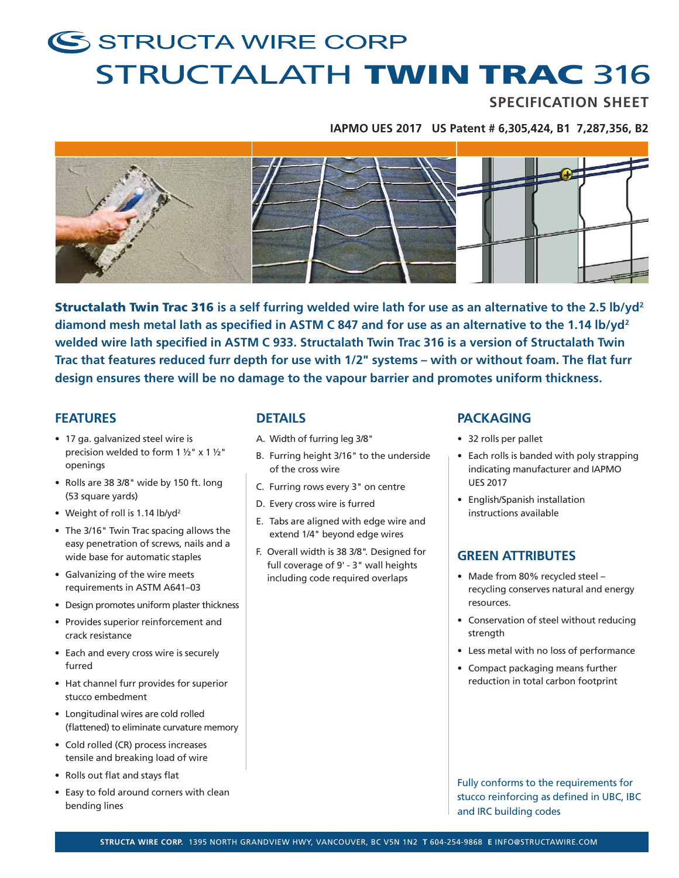# STRUCTA WIRE CORP

# STRUCTALATH **TWIN TRAC** 316

## SPECIFICATION SHEET

**IAPMO UES 2017 US Patent # 6,305,424, B1 7,287,356, B2**

**Structalath Twin Trac 316 is a self furring welded wire lath for use as an alternative to the 2.5 lb/yd² diamond mesh metal lath as specified in ASTM C 847 and for use as an alternative to the 1.14 lb/yd² welded wire lath specified in ASTM C 933. Structalath Twin Trac 316 is a version of Structalath Twin Trac that features reduced furr depth for use with 1/2" systems – with or without foam. The flat furr design ensures there will be no damage to the vapour barrier and promotes uniform thickness.**

## FEATURES

- 17 ga. galvanized steel wire is precision welded to form 1 ½" x 1 ½" openings
- Rolls are 38 3/8" wide by 150 ft. long (53 square yards)
- Weight of roll is 1.14 lb/yd²
- The 3/16" Twin Trac spacing allows the easy penetration of screws, nails and a wide base for automatic staples
- Galvanizing of the wire meets requirements in ASTM A641–03
- Design promotes uniform plaster thickness
- Provides superior reinforcement and crack resistance
- Each and every cross wire is securely furred
- Hat channel furr provides for superior stucco embedment
- Longitudinal wires are cold rolled (flattened) to eliminate curvature memory
- Cold rolled (CR) process increases tensile and breaking load of wire
- Rolls out flat and stays flat
- Easy to fold around corners with clean bending lines

## DETAILS

A. Width of furring leg 3/8"

B. Furring height 3/16" to the underside of the cross wire

C. Furring rows every 3" on centre

D. Every cross wire is furred

E. Tabs are aligned with edge wire and extend 1/4" beyond edge wires

F. Overall width is 38 3/8". Designed for full coverage of 9' - 3" wall heights including code required overlaps

## PACKAGING

- 32 rolls per pallet
- Each rolls is banded with poly strapping indicating manufacturer and IAPMO UES 2017
- English/Spanish installation instructions available

## GREEN ATTRIBUTES

- Made from 80% recycled steel – recycling conserves natural and energy resources.
- Conservation of steel without reducing strength
- Less metal with no loss of performance
- Compact packaging means further reduction in total carbon footprint

Fully conforms to the requirements for stucco reinforcing as defined in UBC, IBC and IRC building codes

**STRUCTA WIRE CORP.** 1395 NORTH GRANDVIEW HWY, VANCOUVER, BC V5N 1N2 **T** 604-254-9868 **E** INFO@STRUCTAWIRE.COM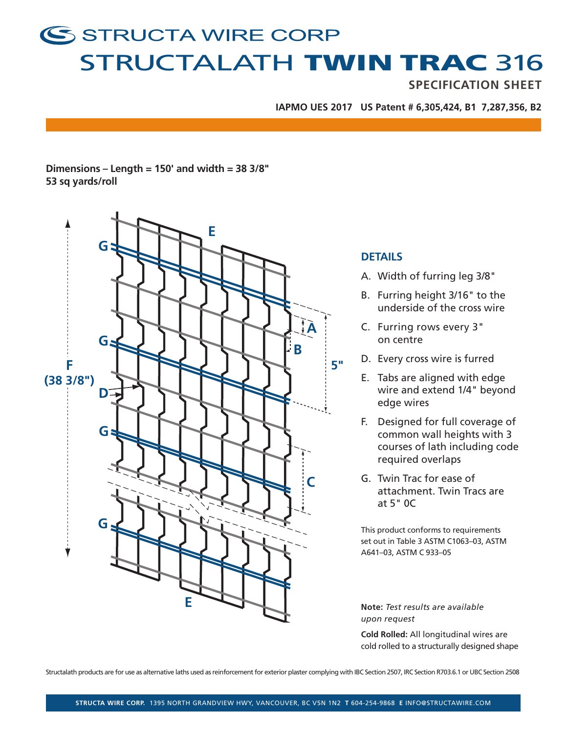# STRUCTA WIRE CORP

# STRUCTALATH **TWIN TRAC** 316

## SPECIFICATION SHEET

**IAPMO UES 2017 US Patent # 6,305,424, B1 7,287,356, B2**

**Dimensions – Length = 150' and width = 38 3/8"**
**53 sq yards/roll**

E

G

G

F
(38 3/8")

D

G

G

E

A

B

5"

C

## DETAILS

A. Width of furring leg 3/8"

B. Furring height 3/16" to the underside of the cross wire

C. Furring rows every 3" on centre

D. Every cross wire is furred

E. Tabs are aligned with edge wire and extend 1/4" beyond edge wires

F. Designed for full coverage of common wall heights with 3 courses of lath including code required overlaps

G. Twin Trac for ease of attachment. Twin Tracs are at 5" 0C

This product conforms to requirements set out in Table 3 ASTM C1063–03, ASTM A641–03, ASTM C 933–05

**Note:** *Test results are available upon request*

**Cold Rolled:** All longitudinal wires are cold rolled to a structurally designed shape

Structalath products are for use as alternative laths used as reinforcement for exterior plaster complying with IBC Section 2507, IRC Section R703.6.1 or UBC Section 2508

**STRUCTA WIRE CORP.** 1395 NORTH GRANDVIEW HWY, VANCOUVER, BC V5N 1N2 **T** 604-254-9868 **E** INFO@STRUCTAWIRE.COM